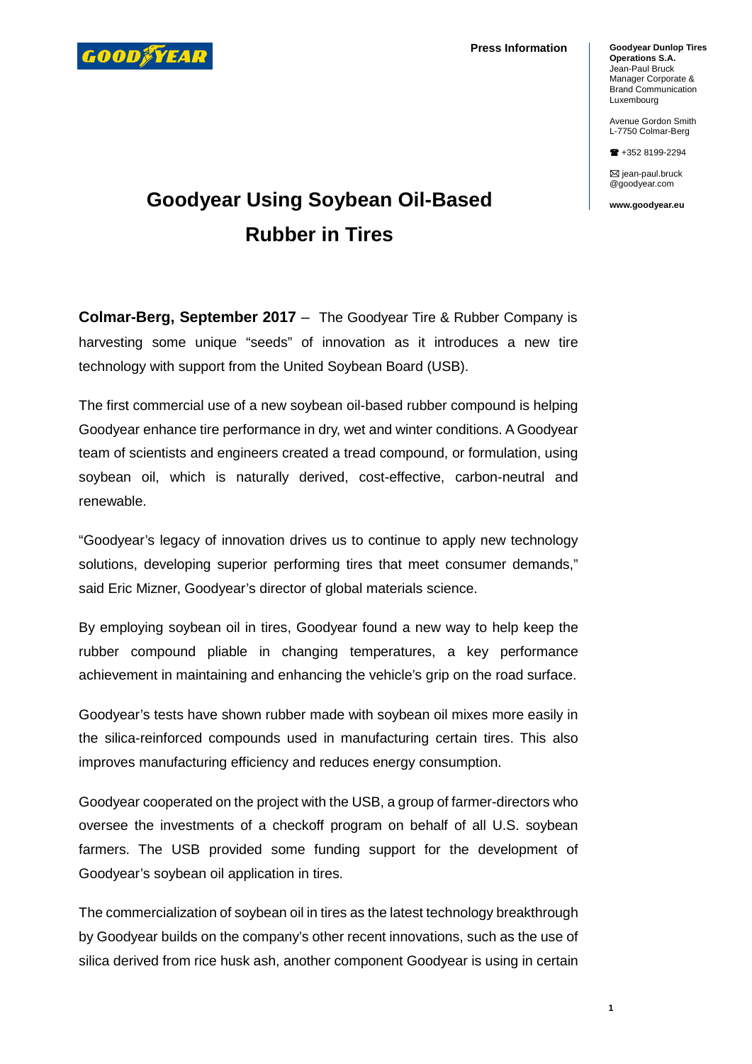**Press Information**

**Goodyear Dunlop Tires Operations S.A.**
Jean-Paul Bruck
Manager Corporate & Brand Communication
Luxembourg

Avenue Gordon Smith
L-7750 Colmar-Berg

☎ +352 8199-2294

✉ jean-paul.bruck@goodyear.com

**www.goodyear.eu**

# Goodyear Using Soybean Oil-Based Rubber in Tires

**Colmar-Berg, September 2017** – The Goodyear Tire & Rubber Company is harvesting some unique "seeds" of innovation as it introduces a new tire technology with support from the United Soybean Board (USB).

The first commercial use of a new soybean oil-based rubber compound is helping Goodyear enhance tire performance in dry, wet and winter conditions. A Goodyear team of scientists and engineers created a tread compound, or formulation, using soybean oil, which is naturally derived, cost-effective, carbon-neutral and renewable.

"Goodyear's legacy of innovation drives us to continue to apply new technology solutions, developing superior performing tires that meet consumer demands," said Eric Mizner, Goodyear's director of global materials science.

By employing soybean oil in tires, Goodyear found a new way to help keep the rubber compound pliable in changing temperatures, a key performance achievement in maintaining and enhancing the vehicle's grip on the road surface.

Goodyear's tests have shown rubber made with soybean oil mixes more easily in the silica-reinforced compounds used in manufacturing certain tires. This also improves manufacturing efficiency and reduces energy consumption.

Goodyear cooperated on the project with the USB, a group of farmer-directors who oversee the investments of a checkoff program on behalf of all U.S. soybean farmers. The USB provided some funding support for the development of Goodyear's soybean oil application in tires.

The commercialization of soybean oil in tires as the latest technology breakthrough by Goodyear builds on the company's other recent innovations, such as the use of silica derived from rice husk ash, another component Goodyear is using in certain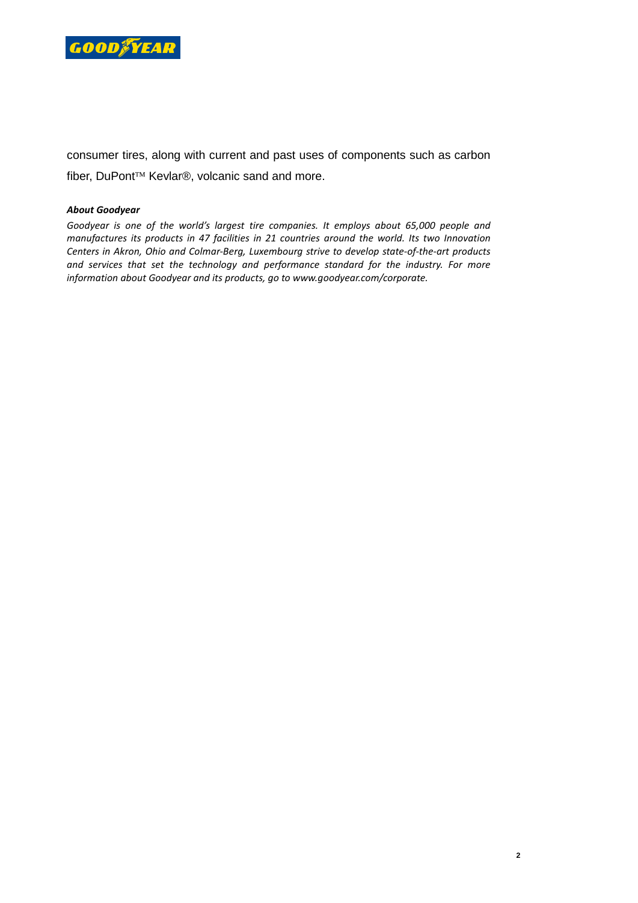consumer tires, along with current and past uses of components such as carbon fiber, DuPont™ Kevlar®, volcanic sand and more.

***About Goodyear***

*Goodyear is one of the world's largest tire companies. It employs about 65,000 people and manufactures its products in 47 facilities in 21 countries around the world. Its two Innovation Centers in Akron, Ohio and Colmar-Berg, Luxembourg strive to develop state-of-the-art products and services that set the technology and performance standard for the industry. For more information about Goodyear and its products, go to www.goodyear.com/corporate.*